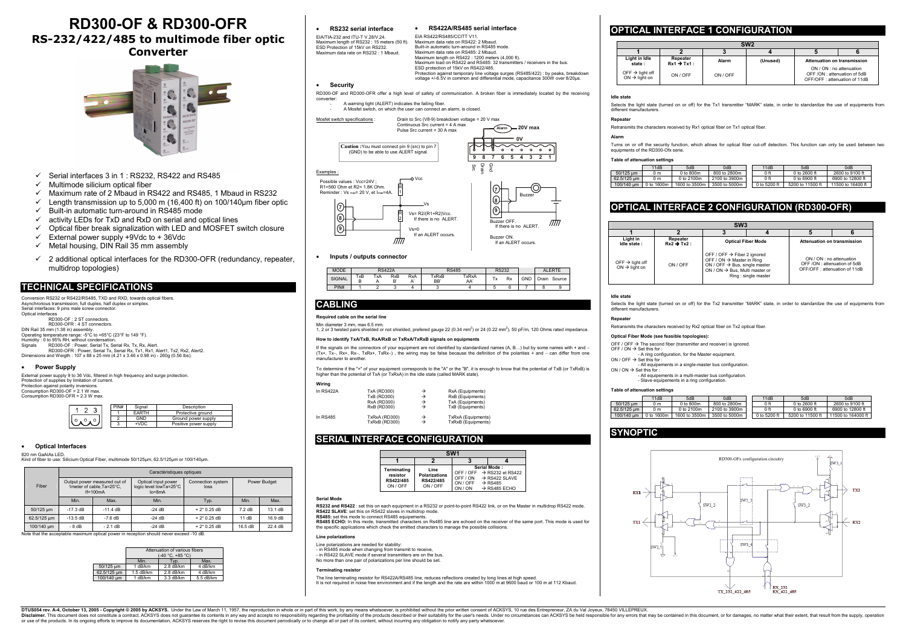# RD300-OF & RD300-OFR

## RS-232/422/485 to multimode fiber optic Converter

- ✓ Serial interfaces 3 in 1 : RS232, RS422 and RS485
- ✓ Multimode silicium optical fiber
- ✓ Maximum rate of 2 Mbaud in RS422 and RS485, 1 Mbaud in RS232
- ✓ Length transmission up to 5,000 m (16,400 ft) on 100/140µm fiber optic
- ✓ Built-in automatic turn-around in RS485 mode
- ✓ activity LEDs for TxD and RxD on serial and optical lines
- ✓ Optical fiber break signalization with LED and MOSFET switch closure
- ✓ External power supply +9Vdc to + 36Vdc
- ✓ Metal housing, DIN Rail 35 mm assembly
- ✓ 2 additional optical interfaces for the RD300-OFR (redundancy, repeater, multidrop topologies)

## TECHNICAL SPECIFICATIONS

Conversion RS232 or RS422/RS485, TXD and RXD, towards optical fibers.
Asynchronous transmission, full duplex, half duplex or simplex.
Serial interfaces: 9 pins male screw connector.
Optical interfaces
RD300-OF : 2 ST connectors.
RD300-OFR : 4 ST connectors.
DIN Rail 35 mm (1.38 in) assembly.
Operating temperature range: -5°C to +65°C (23°F to 149 °F).
Humidity : 0 to 95% RH, without condensation.
Signals RD300-OF : Power, Serial Tx, Serial Rx, Tx, Rx, Alert.
RD300-OFR : Power, Serial Tx, Serial Rx, Tx1, Rx1, Alert1, Tx2, Rx2, Alert2.
Dimensions and Weigth : 107 x 88 x 25 mm (4.21 x 3.46 x 0.98 in) - 260g (0.56 lbs).

### Power Supply

External power supply 9 to 36 Vdc, filtered in high frequency and surge protection.
Protection of supplies by limitation of current.
Protection against polarity inversions.
Consumption RD300-OF = 2.1 W max.
Consumption RD300-OFR = 2.3 W max.

| PIN# | Signal | Description |
|---|---|---|
| 1 | EARTH | Protective ground |
| 2 | GND | Ground power supply |
| 3 | +VDC | Positive power supply |

### Optical Interfaces

820 nm GaAlAs LED.
Kind of fiber to use: Silicium Optical Fiber, multimode 50/125µm, 62.5/125µm or 100/140µm.

| Fiber | Caractéristiques optiques | | | | | |
|---|---|---|---|---|---|---|
| | Output power measured out of 1meter of cable,Ta=25°C, If=100mA | | Optical input power logic level lowTa=25°C Io=8mA | Connection system loss | Power Budget | |
| | Min. | Max. | Min. | Typ. | Min. | Max. |
| 50/125 µm | -17.3 dB | -11.4 dB | -24 dB | + 2* 0.25 dB | 7.2 dB | 13.1 dB |
| 62.5/125 µm | -13.5 dB | -7.6 dB | -24 dB | + 2* 0.25 dB | 11 dB | 16.9 dB |
| 100/140 µm | - 8 dB | - 2.1 dB | -24 dB | + 2* 0.25 dB | 16.5 dB | 22.4 dB |

Note that the acceptable maximum optical power in reception should never exceed -10 dB.

| | Attenuation of various fibers (-40 °C, +85 °C) | | |
|---|---|---|---|
| | Min. | Typ. | Max. |
| 50/125 µm | 1 dB/km | 2.8 dB/km | 4 dB/km |
| 62.5/125 µm | 1.5 dB/km | 2.8 dB/km | 4 dB/km |
| 100/140 µm | 1 dB/km | 3.3 dB/km | 5.5 dB/km |

### RS232 serial interface

EIA/TIA-232 and ITU-T V.28/V.24.
Maximum length of RS232 : 15 meters (50 ft).
ESD Protection of 15kV on RS232.
Maximum data rate on RS232 : 1 Mbaud.

### RS422A/RS485 serial interface

EIA RS422/RS485/CCITT V11.
Maximum data rate on RS422: 2 Mbaud.
Built-in automatic turn-around in RS485 mode.
Maximum data rate on RS485: 2 Mbaud.
Maximum length on RS422 : 1200 meters (4,000 ft).
Maximum load on RS422 and RS485: 32 transmitters / receivers in the bus.
ESD protection of 15kV on RS422/485.
Protection against temporary line voltage surges (RS485/422) : by peaks, breakdown voltage +/-6.5V in common and differential mode, capacitance 300W over 8/20µs.

### Security

RD300-OF and RD300-OFR offer a high level of safety of communication. A broken fiber is immediately located by the receiving converter:

- A warning light (ALERT) indicates the failing fiber.
- A Mosfet switch, on which the user can connect an alarm, is closed.

Mosfet switch specifications : Drain to Src (V8-9) breakdown voltage = 20 V max
Continuous Src current = 4 A max
Pulse Src current = 30 A max

**Caution :** You must connect pin 9 (src) to pin 7 (GND) to be able to use ALERT signal.

Alarm 20V max, 0V — pins 9 8 7 6 5 4 3 2 1 (Src, Drain, Gnd)

Examples :

Possible values : Vcc=24V ; R1=560 Ohm et R2= 1.8K Ohm.
Reminder : Vs max= 20 V, et Imax=4A.

Vs= R2/(R1+R2)Vcc. If there is no ALERT.
Vs=0 If an ALERT occurs.

Buzzer OFF. If there is no ALERT.
Buzzer ON. If an ALERT occurs.

### Inputs / outputs connector

| MODE | RS422A | | | | RS485 | | RS232 | | | ALERTE | |
|---|---|---|---|---|---|---|---|---|---|---|---|
| SIGNAL | TxB B | TxA A | RxB B' | RxA A' | TxRxB BB' | TxRxA AA' | Tx | Rx | GND | Drain | Source |
| PIN# | 1 | 2 | 3 | 4 | 3 | 4 | 5 | 6 | 7 | 8 | 9 |

## CABLING

**Required cable on the serial line**

Min diameter 3 mm, max 6.5 mm.
1, 2 or 3 twisted pairs shielded or not shielded, prefered gauge 22 (0.34 mm$^2$) or 24 (0.22 mm$^2$), 50 pF/m, 120 Ohms rated impedance.

**How to identify TxA/TxB, RxA/RxB or TxRxA/TxRxB signals on equipments**

If the signals on the connectors of your equipment are not identified by standardized names (A, B…) but by some names with + and – (Tx+, Tx-, Rx+, Rx-, TxRx+, TxRx-) , the wiring may be false because the definition of the polarities + and – can differ from one manufacturer to another.

To determine if the "+" of your equipment corresponds to the "A" or the "B", it is enough to know that the potential of TxB (or TxRxB) is higher than the potential of TxA (or TxRxA) in the idle state (called MARK state).

**Wiring**

| | | | |
|---|---|---|---|
| In RS422A | TxA (RD300) | → | RxA (Equipments) |
| | TxB (RD300) | → | RxB (Equipments) |
| | RxA (RD300) | → | TxA (Equipments) |
| | RxB (RD300) | → | TxB (Equipments) |
| In RS485 | TxRxA (RD300) | → | TxRxA (Equipments) |
| | TxRxB (RD300) | → | TxRxB (Equipments) |

## SERIAL INTERFACE CONFIGURATION

| SW1 | | | |
|---|---|---|---|
| 1 | 2 | 3 | 4 |
| Terminating resistor RS422/485 ON / OFF | Line Polarizations RS422/485 ON / OFF | Serial Mode : OFF / OFF → RS232 et RS422; OFF / ON → RS422 SLAVE; ON / OFF → RS485; ON / ON → RS485 ECHO | |

**Serial Mode**

**RS232 and RS422** : set this on each equipment in a RS232 or point-to-point RS422 link, or on the Master in multidrop RS422 mode.
**RS422 SLAVE**: set this on RS422 slaves in multidrop mode.
**RS485:** set this mode to connect RS485 equipements.
**RS485 ECHO:** In this mode, transmitted characters on Rs485 line are echoed on the receiver of the same port. This mode is used for the specific applications which check the emitted characters to manage the possible collisions.

**Line polarizations**

Line polarizations are needed for stability:
- in RS485 mode when changing from transmit to receive,
- in RS422 SLAVE mode if several transmitters are on the bus.
No more than one pair of polarizations per line should be set.

**Terminating resistor**

The line terminating resistor for RS422A/RS485 line, reduces reflections created by long lines at high speed.
It is not required in noise free environment and if the length and the rate are within 1000 m at 9600 baud or 100 m at 112 Kbaud.

## OPTICAL INTERFACE 1 CONFIGURATION

| SW2 | | | | | |
|---|---|---|---|---|---|
| 1 | 2 | 3 | 4 | 5 | 6 |
| Light in Idle state : OFF → light off; ON → light on | Repeater Rx1 → Tx1 : ON / OFF | Alarm ON / OFF | (Unused) | Attenuation on transmission: ON / ON : no attenuation; OFF /ON : attenuation of 5dB; OFF/OFF : attenuation of 11dB | |

**Idle state**

Selects the light state (turned on or off) for the Tx1 transmitter "MARK" state, in order to standardize the use of equipments from different manufacturers.

**Repeater**

Retransmits the characters received by Rx1 optical fiber on Tx1 optical fiber.

**Alarm**

Turns on or off the security function, which allows for optical fiber cut-off detection. This function can only be used between two equipments of the RD300-Ofx serie.

**Table of attenuation settings**

| | 11dB | 5dB | 0dB | 11dB | 5dB | 0dB |
|---|---|---|---|---|---|---|
| 50/125 µm | 0 m | 0 to 800m | 800 to 2800m | 0 ft | 0 to 2600 ft | 2600 to 9100 ft |
| 62.5/125 µm | 0 m | 0 to 2100m | 2100 to 3900m | 0 ft | 0 to 6900 ft | 6900 to 12800 ft |
| 100/140 µm | 0 to 1600m | 1600 to 3500m | 3500 to 5000m | 0 to 5200 ft | 5200 to 11500 ft | 11500 to 16400 ft |

## OPTICAL INTERFACE 2 CONFIGURATION (RD300-OFR)

| SW3 | | | | | |
|---|---|---|---|---|---|
| 1 | 2 | 3 | 4 | 5 | 6 |
| Light in Idle state : OFF → light off; ON → light on | Repeater Rx2 → Tx2 : ON / OFF | Optical Fiber Mode: OFF / OFF → Fiber 2 ignored; OFF / ON → Master in Ring; ON / OFF → Bus, single master; ON / ON → Bus, Multi master or Ring : single master | | Attenuation on transmission: ON / ON : no attenuation; OFF /ON : attenuation of 5dB; OFF/OFF : attenuation of 11dB | |

**Idle state**

Selects the light state (turned on or off) for the Tx2 transmitter "MARK" state, in order to standardize the use of equipments from different manufacturers.

**Repeater**

Retransmits the characters received by Rx2 optical fiber on Tx2 optical fiber.

**Optical Fiber Mode (see feasible topologies):**

OFF / OFF → The second fiber (transmitter and receiver) is ignored.
OFF / ON → Set this for :
- A ring configuration, for the Master equipment.

ON / OFF → Set this for :
- All equipements in a single-master bus configuration.

ON / ON → Set this for :
- All equipements in a multi-master bus configuration.
- Slave equipements in a ring configuration.

**Table of attenuation settings**

| | 11dB | 5dB | 0dB | 11dB | 5dB | 0dB |
|---|---|---|---|---|---|---|
| 50/125 µm | 0 m | 0 to 800m | 800 to 2800m | 0 ft | 0 to 2600 ft | 2600 to 9100 ft |
| 62.5/125 µm | 0 m | 0 to 2100m | 2100 to 3900m | 0 ft | 0 to 6900 ft | 6900 to 12800 ft |
| 100/140 µm | 0 to 1600m | 1600 to 3500m | 3500 to 5000m | 0 to 5200 ft | 5200 to 11500 ft | 11500 to 164000 ft |

## SYNOPTIC

RD300-OFx configuration circuitry

DTUS054 rev. A-4, October 13, 2005 - Copyright © 2005 by ACKSYS. Under the Law of March 11, 1957, the reproduction in whole or in part of this work, by any means whatsoever, is prohibited without the prior written consent of ACKSYS, 10 rue des Entrepreneur, ZA du Val Joyeux, 78450 VILLEPREUX.
Disclaimer. This document does not constitute a contract. ACKSYS does not guarantee its contents in any way and accepts no responsibility regarding the profitability of the products described or their suitability for the user's needs. Under no circumstances can ACKSYS be held responsible for any errors that may be contained in this document, or for damages, no matter what their extent, that result from the supply, operation or use of the products. In its ongoing efforts to improve its documentation, ACKSYS reserves the right to revise this document periodically or to change all or part of its content, without incurring any obligation to notify any party whatsoever.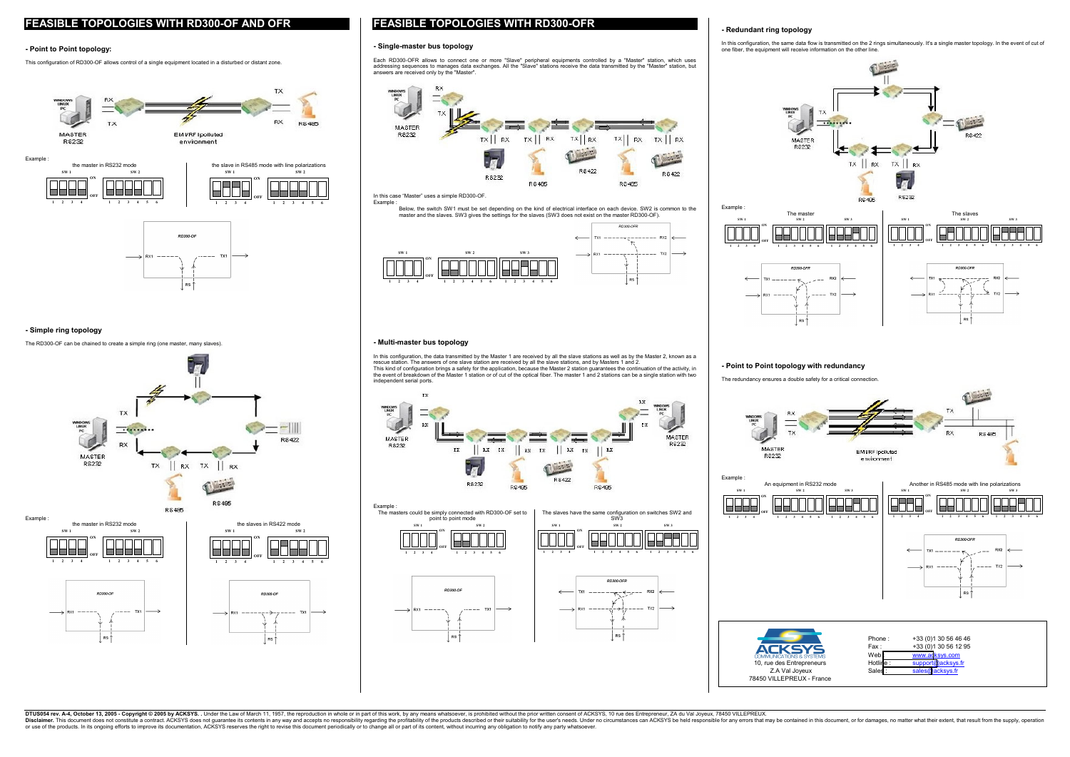# FEASIBLE TOPOLOGIES WITH RD300-OF AND OFR

## - Point to Point topology:

This configuration of RD300-OF allows control of a single equipment located in a disturbed or distant zone.

WINDOWS LINUX PC

RX

TX

MASTER RS232

EMI/RFI polluted environment

TX

RX

RS485

Example :

the master in RS232 mode

the slave in RS485 mode with line polarizations

SW 1 SW 2

ON OFF

1 2 3 4 1 2 3 4 5 6

RD300-OF

RX1 TX1

RS

## - Simple ring topology

The RD300-OF can be chained to create a simple ring (one master, many slaves).

WINDOWS LINUX PC

TX

RX

MASTER RS232

RS422

TX RX TX RX

RS485 RS495

Example :

the master in RS232 mode

the slaves in RS422 mode

SW 1 SW 2

ON OFF

1 2 3 4 1 2 3 4 5 6

RD300-OF

RX1 TX1

RS

# FEASIBLE TOPOLOGIES WITH RD300-OFR

## - Single-master bus topology

Each RD300-OFR allows to connect one or more "Slave" peripheral equipments controlled by a "Master" station, which uses addressing sequences to manages data exchanges. All the "Slave" stations receive the data transmitted by the "Master" station, but answers are received only by the "Master".

WINDOWS LINUX PC

RX

TX

MASTER RS232

TX RX TX RX TX RX TX RX TX RX

RS232 RS485 RS422 RS485 RS422

In this case "Master" uses a simple RD300-OF.

Example :

Below, the switch SW1 must be set depending on the kind of electrical interface on each device. SW2 is common to the master and the slaves. SW3 gives the settings for the slaves (SW3 does not exist on the master RD300-OF).

SW 1 SW 2 SW 3

ON OFF

1 2 3 4 1 2 3 4 5 6 1 2 3 4 5 6

RD300-OFR

TX1 RX2

RX1 TX2

RS

## - Multi-master bus topology

In this configuration, the data transmitted by the Master 1 are received by all the slave stations as well as by the Master 2, known as a rescue station. The answers of one slave station are received by all the slave stations, and by Masters 1 and 2.

This kind of configuration brings a safety for the application, because the Master 2 station guarantees the continuation of the activity, in the event of breakdown of the Master 1 station or of cut of the optical fiber. The master 1 and 2 stations can be a single station with two independent serial ports.

WINDOWS LINUX PC

TX RX

MASTER RS232

TX RX TX RX TX RX TX RX

RS232 RS485 RS422 RS485

MASTER RS232

Example :

The masters could be simply connected with RD300-OF set to point to point mode

The slaves have the same configuration on switches SW2 and SW3

SW 1 SW 2 SW 3

ON OFF

1 2 3 4 1 2 3 4 5 6 1 2 3 4 5 6

RD300-OF

RX1 TX1

RS

RD300-OFR

TX1 RX2

RX1 TX2

RS

## - Redundant ring topology

In this configuration, the same data flow is transmitted on the 2 rings simultaneously. It's a single master topology. In the event of cut of one fiber, the equipment will receive information on the other line.

WINDOWS LINUX PC

TX

MASTER RS232

RS422

TX RX TX RX

RS495 RS232

Example :

The master

The slaves

SW 1 SW 2 SW 3

ON OFF

1 2 3 4 1 2 3 4 5 6 1 2 3 4 5 6

RD300-OFR

TX1 RX2

RX1 TX2

RS

## - Point to Point topology with redundancy

The redundancy ensures a double safety for a critical connection.

WINDOWS LINUX PC

RX

TX

MASTER RS232

EMI/RFI polluted environment

TX

RX

RS485

Example :

An equipment in RS232 mode

Another in RS485 mode with line polarizations

SW 1 SW 2 SW 3

ON OFF

1 2 3 4 1 2 3 4 5 6 1 2 3 4 5 6

RD300-OFR

TX1 RX2

RX1 TX2

RS

ACKSYS COMMUNICATIONS & SYSTEMS

10, rue des Entrepreneurs

Z.A Val Joyeux

78450 VILLEPREUX - France

| | |
|---|---|
| Phone : | +33 (0)1 30 56 46 46 |
| Fax : | +33 (0)1 30 56 12 95 |
| Web : | www.acksys.com |
| Hotline : | support@acksys.fr |
| Sales : | sales@acksys.fr |

**DTUS054 rev. A-4, October 13, 2005 - Copyright © 2005 by ACKSYS.** . Under the Law of March 11, 1957, the reproduction in whole or in part of this work, by any means whatsoever, is prohibited without the prior written consent of ACKSYS, 10 rue des Entrepreneur, ZA du Val Joyeux, 78450 VILLEPREUX.

**Disclaimer.** This document does not constitute a contract. ACKSYS does not guarantee its contents in any way and accepts no responsibility regarding the profitability of the products described or their suitability for the user's needs. Under no circumstances can ACKSYS be held responsible for any errors that may be contained in this document, or for damages, no matter what their extent, that result from the supply, operation or use of the products. In its ongoing efforts to improve its documentation, ACKSYS reserves the right to revise this document periodically or to change all or part of its content, without incurring any obligation to notify any party whatsoever.